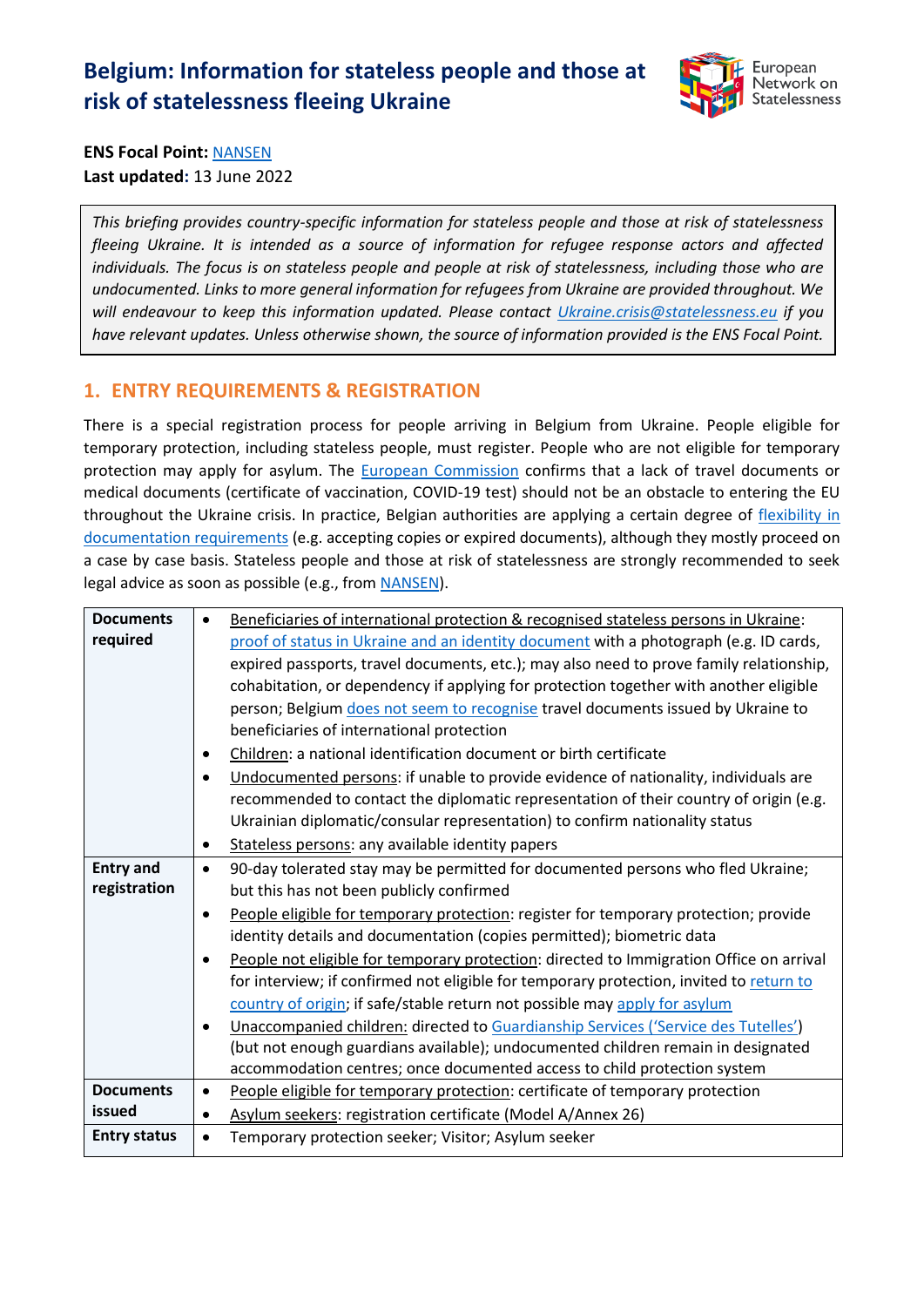# Belgium: Information for stateless people and those at risk of statelessness fleeing Ukraine

**ENS Focal Point:** NANSEN
**Last updated:** 13 June 2022

*This briefing provides country-specific information for stateless people and those at risk of statelessness fleeing Ukraine. It is intended as a source of information for refugee response actors and affected individuals. The focus is on stateless people and people at risk of statelessness, including those who are undocumented. Links to more general information for refugees from Ukraine are provided throughout. We will endeavour to keep this information updated. Please contact Ukraine.crisis@statelessness.eu if you have relevant updates. Unless otherwise shown, the source of information provided is the ENS Focal Point.*

## 1. ENTRY REQUIREMENTS & REGISTRATION

There is a special registration process for people arriving in Belgium from Ukraine. People eligible for temporary protection, including stateless people, must register. People who are not eligible for temporary protection may apply for asylum. The European Commission confirms that a lack of travel documents or medical documents (certificate of vaccination, COVID-19 test) should not be an obstacle to entering the EU throughout the Ukraine crisis. In practice, Belgian authorities are applying a certain degree of flexibility in documentation requirements (e.g. accepting copies or expired documents), although they mostly proceed on a case by case basis. Stateless people and those at risk of statelessness are strongly recommended to seek legal advice as soon as possible (e.g., from NANSEN).

| | |
|---|---|
| **Documents required** | • Beneficiaries of international protection & recognised stateless persons in Ukraine: proof of status in Ukraine and an identity document with a photograph (e.g. ID cards, expired passports, travel documents, etc.); may also need to prove family relationship, cohabitation, or dependency if applying for protection together with another eligible person; Belgium does not seem to recognise travel documents issued by Ukraine to beneficiaries of international protection<br>• Children: a national identification document or birth certificate<br>• Undocumented persons: if unable to provide evidence of nationality, individuals are recommended to contact the diplomatic representation of their country of origin (e.g. Ukrainian diplomatic/consular representation) to confirm nationality status<br>• Stateless persons: any available identity papers |
| **Entry and registration** | • 90-day tolerated stay may be permitted for documented persons who fled Ukraine; but this has not been publicly confirmed<br>• People eligible for temporary protection: register for temporary protection; provide identity details and documentation (copies permitted); biometric data<br>• People not eligible for temporary protection: directed to Immigration Office on arrival for interview; if confirmed not eligible for temporary protection, invited to return to country of origin; if safe/stable return not possible may apply for asylum<br>• Unaccompanied children: directed to Guardianship Services ('Service des Tutelles') (but not enough guardians available); undocumented children remain in designated accommodation centres; once documented access to child protection system |
| **Documents issued** | • People eligible for temporary protection: certificate of temporary protection<br>• Asylum seekers: registration certificate (Model A/Annex 26) |
| **Entry status** | • Temporary protection seeker; Visitor; Asylum seeker |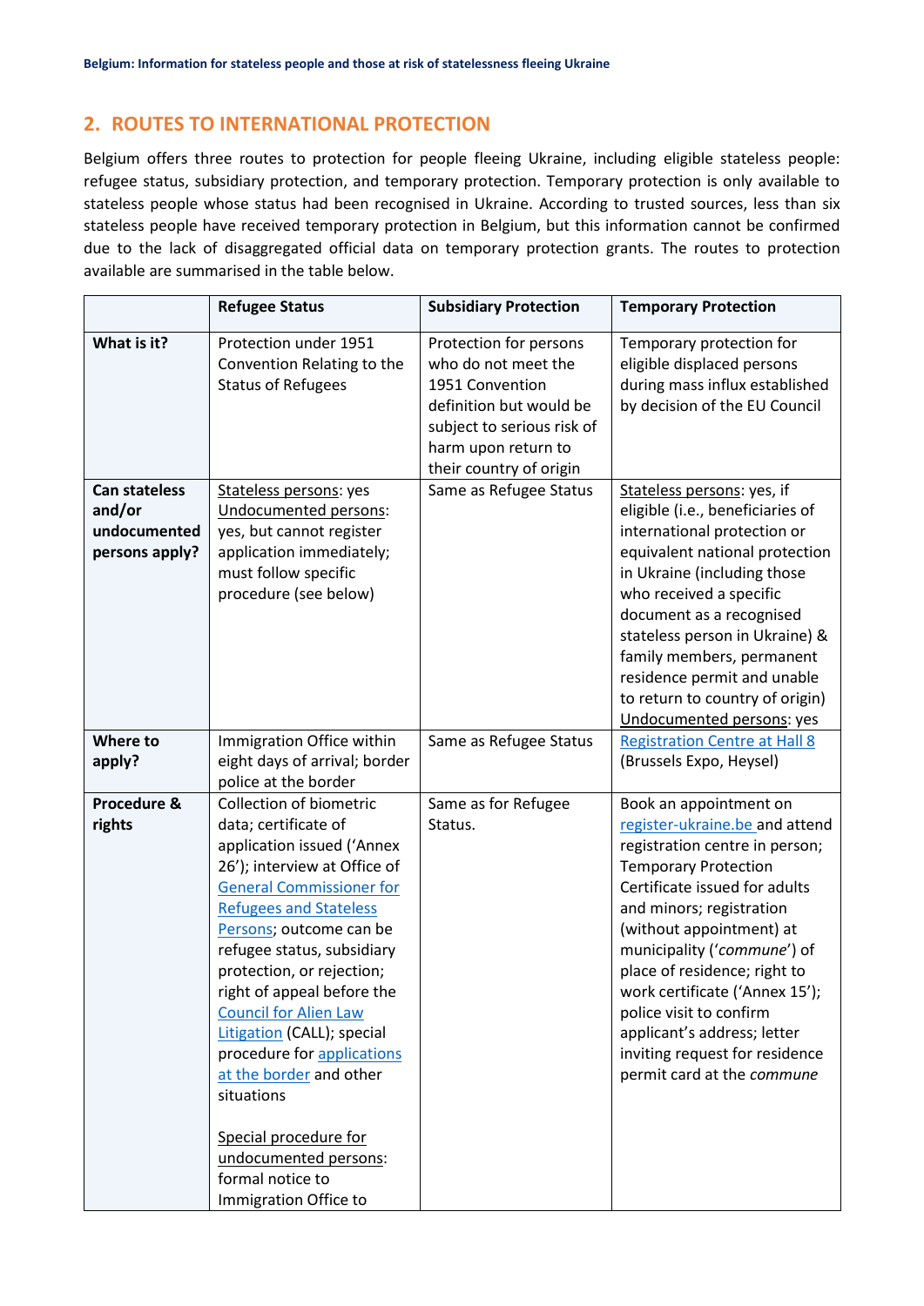## 2. ROUTES TO INTERNATIONAL PROTECTION

Belgium offers three routes to protection for people fleeing Ukraine, including eligible stateless people: refugee status, subsidiary protection, and temporary protection. Temporary protection is only available to stateless people whose status had been recognised in Ukraine. According to trusted sources, less than six stateless people have received temporary protection in Belgium, but this information cannot be confirmed due to the lack of disaggregated official data on temporary protection grants. The routes to protection available are summarised in the table below.

| | Refugee Status | Subsidiary Protection | Temporary Protection |
|---|---|---|---|
| **What is it?** | Protection under 1951 Convention Relating to the Status of Refugees | Protection for persons who do not meet the 1951 Convention definition but would be subject to serious risk of harm upon return to their country of origin | Temporary protection for eligible displaced persons during mass influx established by decision of the EU Council |
| **Can stateless and/or undocumented persons apply?** | Stateless persons: yes<br>Undocumented persons: yes, but cannot register application immediately; must follow specific procedure (see below) | Same as Refugee Status | Stateless persons: yes, if eligible (i.e., beneficiaries of international protection or equivalent national protection in Ukraine (including those who received a specific document as a recognised stateless person in Ukraine) & family members, permanent residence permit and unable to return to country of origin)<br>Undocumented persons: yes |
| **Where to apply?** | Immigration Office within eight days of arrival; border police at the border | Same as Refugee Status | Registration Centre at Hall 8 (Brussels Expo, Heysel) |
| **Procedure & rights** | Collection of biometric data; certificate of application issued ('Annex 26'); interview at Office of General Commissioner for Refugees and Stateless Persons; outcome can be refugee status, subsidiary protection, or rejection; right of appeal before the Council for Alien Law Litigation (CALL); special procedure for applications at the border and other situations<br><br>Special procedure for undocumented persons: formal notice to Immigration Office to | Same as for Refugee Status. | Book an appointment on register-ukraine.be and attend registration centre in person; Temporary Protection Certificate issued for adults and minors; registration (without appointment) at municipality ('*commune*') of place of residence; right to work certificate ('Annex 15'); police visit to confirm applicant's address; letter inviting request for residence permit card at the *commune* |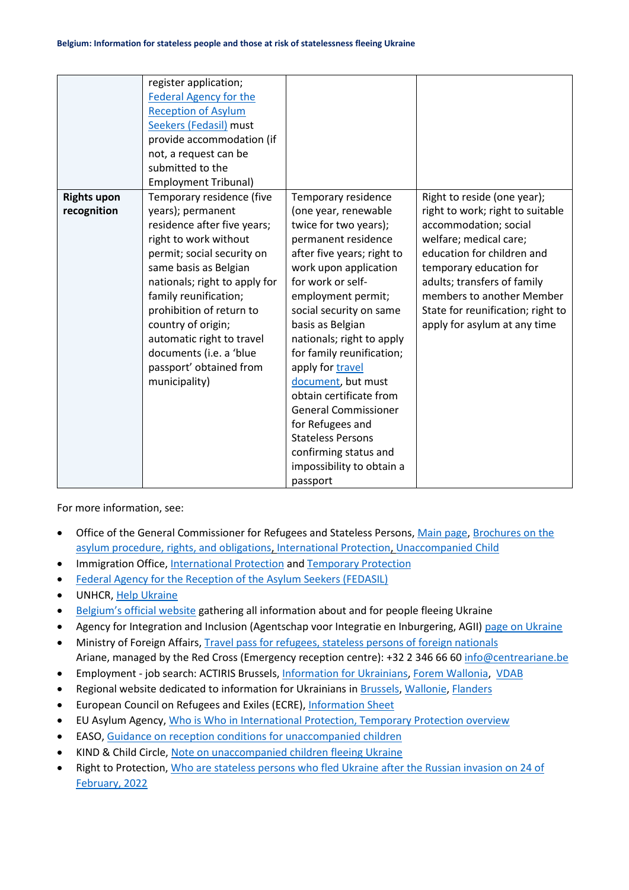| | | | |
|---|---|---|---|
| | register application; Federal Agency for the Reception of Asylum Seekers (Fedasil) must provide accommodation (if not, a request can be submitted to the Employment Tribunal) | | |
| **Rights upon recognition** | Temporary residence (five years); permanent residence after five years; right to work without permit; social security on same basis as Belgian nationals; right to apply for family reunification; prohibition of return to country of origin; automatic right to travel documents (i.e. a 'blue passport' obtained from municipality) | Temporary residence (one year, renewable twice for two years); permanent residence after five years; right to work upon application for work or self-employment permit; social security on same basis as Belgian nationals; right to apply for family reunification; apply for travel document, but must obtain certificate from General Commissioner for Refugees and Stateless Persons confirming status and impossibility to obtain a passport | Right to reside (one year); right to work; right to suitable accommodation; social welfare; medical care; education for children and temporary education for adults; transfers of family members to another Member State for reunification; right to apply for asylum at any time |

For more information, see:

- Office of the General Commissioner for Refugees and Stateless Persons, Main page, Brochures on the asylum procedure, rights, and obligations, International Protection, Unaccompanied Child
- Immigration Office, International Protection and Temporary Protection
- Federal Agency for the Reception of the Asylum Seekers (FEDASIL)
- UNHCR, Help Ukraine
- Belgium's official website gathering all information about and for people fleeing Ukraine
- Agency for Integration and Inclusion (Agentschap voor Integratie en Inburgering, AGII) page on Ukraine
- Ministry of Foreign Affairs, Travel pass for refugees, stateless persons of foreign nationals
  Ariane, managed by the Red Cross (Emergency reception centre): +32 2 346 66 60 info@centreariane.be
- Employment - job search: ACTIRIS Brussels, Information for Ukrainians, Forem Wallonia, VDAB
- Regional website dedicated to information for Ukrainians in Brussels, Wallonie, Flanders
- European Council on Refugees and Exiles (ECRE), Information Sheet
- EU Asylum Agency, Who is Who in International Protection, Temporary Protection overview
- EASO, Guidance on reception conditions for unaccompanied children
- KIND & Child Circle, Note on unaccompanied children fleeing Ukraine
- Right to Protection, Who are stateless persons who fled Ukraine after the Russian invasion on 24 of February, 2022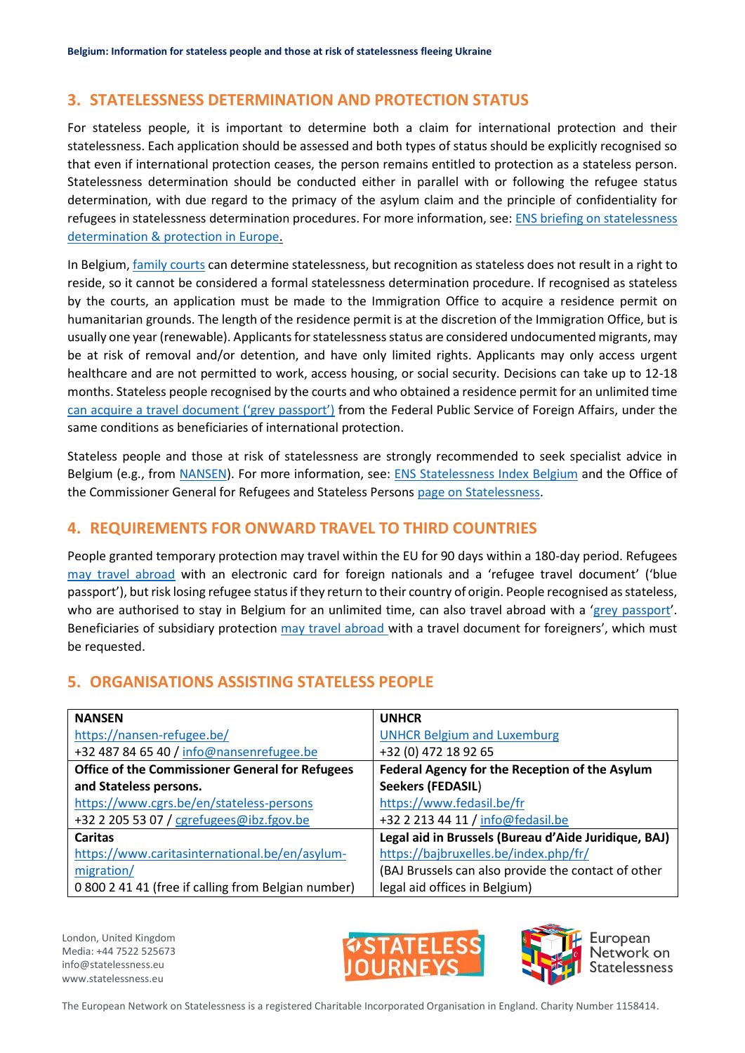## 3. STATELESSNESS DETERMINATION AND PROTECTION STATUS

For stateless people, it is important to determine both a claim for international protection and their statelessness. Each application should be assessed and both types of status should be explicitly recognised so that even if international protection ceases, the person remains entitled to protection as a stateless person. Statelessness determination should be conducted either in parallel with or following the refugee status determination, with due regard to the primacy of the asylum claim and the principle of confidentiality for refugees in statelessness determination procedures. For more information, see: ENS briefing on statelessness determination & protection in Europe.

In Belgium, family courts can determine statelessness, but recognition as stateless does not result in a right to reside, so it cannot be considered a formal statelessness determination procedure. If recognised as stateless by the courts, an application must be made to the Immigration Office to acquire a residence permit on humanitarian grounds. The length of the residence permit is at the discretion of the Immigration Office, but is usually one year (renewable). Applicants for statelessness status are considered undocumented migrants, may be at risk of removal and/or detention, and have only limited rights. Applicants may only access urgent healthcare and are not permitted to work, access housing, or social security. Decisions can take up to 12-18 months. Stateless people recognised by the courts and who obtained a residence permit for an unlimited time can acquire a travel document ('grey passport') from the Federal Public Service of Foreign Affairs, under the same conditions as beneficiaries of international protection.

Stateless people and those at risk of statelessness are strongly recommended to seek specialist advice in Belgium (e.g., from NANSEN). For more information, see: ENS Statelessness Index Belgium and the Office of the Commissioner General for Refugees and Stateless Persons page on Statelessness.

## 4. REQUIREMENTS FOR ONWARD TRAVEL TO THIRD COUNTRIES

People granted temporary protection may travel within the EU for 90 days within a 180-day period. Refugees may travel abroad with an electronic card for foreign nationals and a 'refugee travel document' ('blue passport'), but risk losing refugee status if they return to their country of origin. People recognised as stateless, who are authorised to stay in Belgium for an unlimited time, can also travel abroad with a 'grey passport'. Beneficiaries of subsidiary protection may travel abroad with a travel document for foreigners', which must be requested.

## 5. ORGANISATIONS ASSISTING STATELESS PEOPLE

| | |
|---|---|
| **NANSEN**<br>https://nansen-refugee.be/<br>+32 487 84 65 40 / info@nansenrefugee.be | **UNHCR**<br>UNHCR Belgium and Luxemburg<br>+32 (0) 472 18 92 65 |
| **Office of the Commissioner General for Refugees and Stateless persons.**<br>https://www.cgrs.be/en/stateless-persons<br>+32 2 205 53 07 / cgrefugees@ibz.fgov.be | **Federal Agency for the Reception of the Asylum Seekers (FEDASIL)**<br>https://www.fedasil.be/fr<br>+32 2 213 44 11 / info@fedasil.be |
| **Caritas**<br>https://www.caritasinternational.be/en/asylum-migration/<br>0 800 2 41 41 (free if calling from Belgian number) | **Legal aid in Brussels (Bureau d'Aide Juridique, BAJ)**<br>https://bajbruxelles.be/index.php/fr/<br>(BAJ Brussels can also provide the contact of other legal aid offices in Belgium) |

London, United Kingdom
Media: +44 7522 525673
info@statelessness.eu
www.statelessness.eu

The European Network on Statelessness is a registered Charitable Incorporated Organisation in England. Charity Number 1158414.